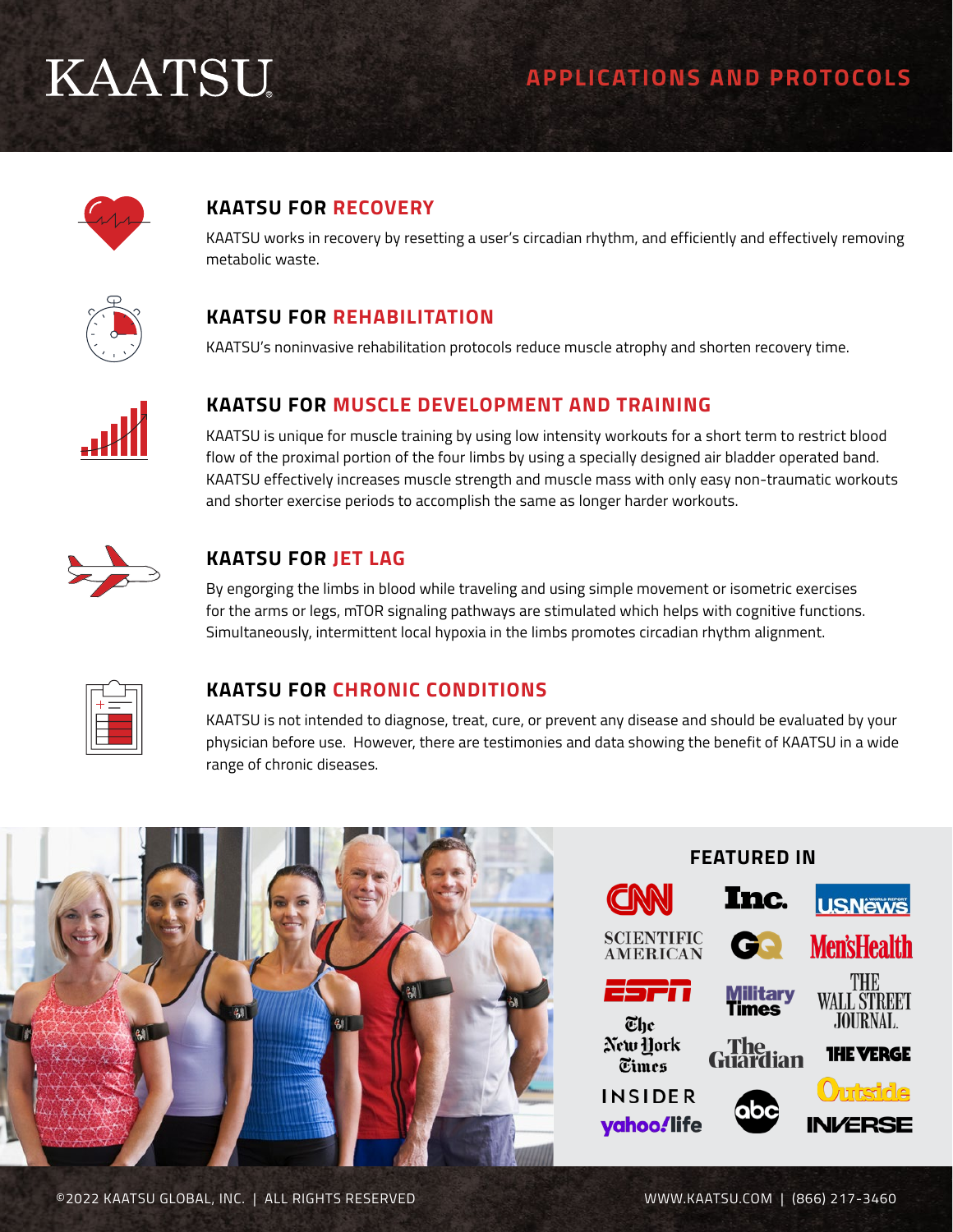# KAATSU

## APPLICATIONS AND PROTOCOLS

### KAATSU FOR RECOVERY

KAATSU works in recovery by resetting a user's circadian rhythm, and efficiently and effectively removing metabolic waste.

### KAATSU FOR REHABILITATION

KAATSU's noninvasive rehabilitation protocols reduce muscle atrophy and shorten recovery time.

### KAATSU FOR MUSCLE DEVELOPMENT AND TRAINING

KAATSU is unique for muscle training by using low intensity workouts for a short term to restrict blood flow of the proximal portion of the four limbs by using a specially designed air bladder operated band. KAATSU effectively increases muscle strength and muscle mass with only easy non-traumatic workouts and shorter exercise periods to accomplish the same as longer harder workouts.

### KAATSU FOR JET LAG

By engorging the limbs in blood while traveling and using simple movement or isometric exercises for the arms or legs, mTOR signaling pathways are stimulated which helps with cognitive functions. Simultaneously, intermittent local hypoxia in the limbs promotes circadian rhythm alignment.

### KAATSU FOR CHRONIC CONDITIONS

KAATSU is not intended to diagnose, treat, cure, or prevent any disease and should be evaluated by your physician before use. However, there are testimonies and data showing the benefit of KAATSU in a wide range of chronic diseases.

### FEATURED IN

CNN, Inc., U.S. News & World Report, Scientific American, GQ, Men's Health, ESPN, Military Times, The Wall Street Journal, The New York Times, The Guardian, The Verge, Insider, abc, Outside, yahoo!life, Inverse

©2022 KAATSU GLOBAL, INC. | ALL RIGHTS RESERVED

WWW.KAATSU.COM | (866) 217-3460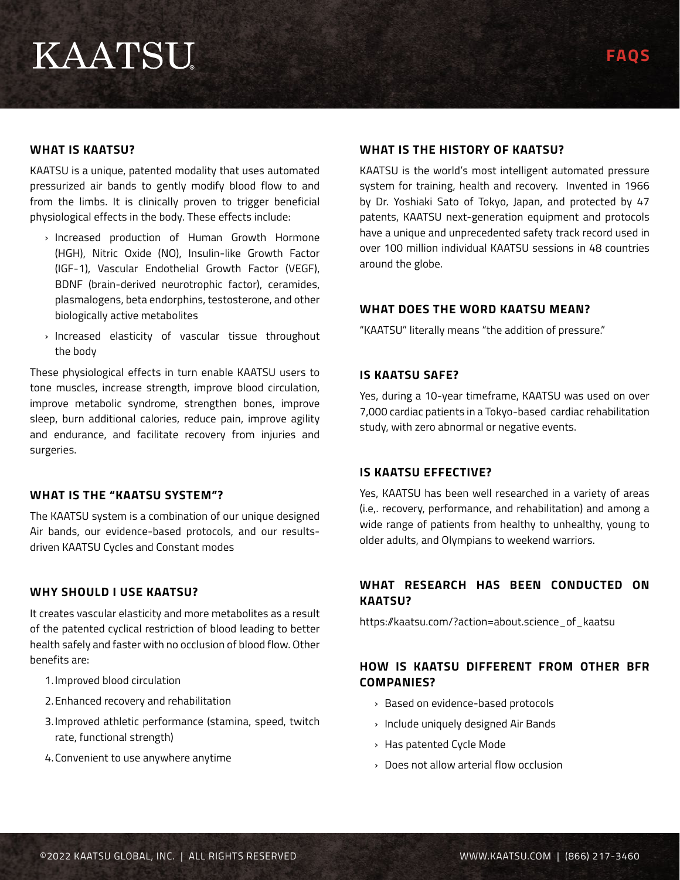# KAATSU

## FAQS

### WHAT IS KAATSU?

KAATSU is a unique, patented modality that uses automated pressurized air bands to gently modify blood flow to and from the limbs. It is clinically proven to trigger beneficial physiological effects in the body. These effects include:

- Increased production of Human Growth Hormone (HGH), Nitric Oxide (NO), Insulin-like Growth Factor (IGF-1), Vascular Endothelial Growth Factor (VEGF), BDNF (brain-derived neurotrophic factor), ceramides, plasmalogens, beta endorphins, testosterone, and other biologically active metabolites
- Increased elasticity of vascular tissue throughout the body

These physiological effects in turn enable KAATSU users to tone muscles, increase strength, improve blood circulation, improve metabolic syndrome, strengthen bones, improve sleep, burn additional calories, reduce pain, improve agility and endurance, and facilitate recovery from injuries and surgeries.

### WHAT IS THE "KAATSU SYSTEM"?

The KAATSU system is a combination of our unique designed Air bands, our evidence-based protocols, and our results-driven KAATSU Cycles and Constant modes

### WHY SHOULD I USE KAATSU?

It creates vascular elasticity and more metabolites as a result of the patented cyclical restriction of blood leading to better health safely and faster with no occlusion of blood flow. Other benefits are:

1. Improved blood circulation
2. Enhanced recovery and rehabilitation
3. Improved athletic performance (stamina, speed, twitch rate, functional strength)
4. Convenient to use anywhere anytime

### WHAT IS THE HISTORY OF KAATSU?

KAATSU is the world's most intelligent automated pressure system for training, health and recovery. Invented in 1966 by Dr. Yoshiaki Sato of Tokyo, Japan, and protected by 47 patents, KAATSU next-generation equipment and protocols have a unique and unprecedented safety track record used in over 100 million individual KAATSU sessions in 48 countries around the globe.

### WHAT DOES THE WORD KAATSU MEAN?

"KAATSU" literally means "the addition of pressure."

### IS KAATSU SAFE?

Yes, during a 10-year timeframe, KAATSU was used on over 7,000 cardiac patients in a Tokyo-based cardiac rehabilitation study, with zero abnormal or negative events.

### IS KAATSU EFFECTIVE?

Yes, KAATSU has been well researched in a variety of areas (i.e,. recovery, performance, and rehabilitation) and among a wide range of patients from healthy to unhealthy, young to older adults, and Olympians to weekend warriors.

### WHAT RESEARCH HAS BEEN CONDUCTED ON KAATSU?

https://kaatsu.com/?action=about.science_of_kaatsu

### HOW IS KAATSU DIFFERENT FROM OTHER BFR COMPANIES?

- Based on evidence-based protocols
- Include uniquely designed Air Bands
- Has patented Cycle Mode
- Does not allow arterial flow occlusion

©2022 KAATSU GLOBAL, INC. | ALL RIGHTS RESERVED | WWW.KAATSU.COM | (866) 217-3460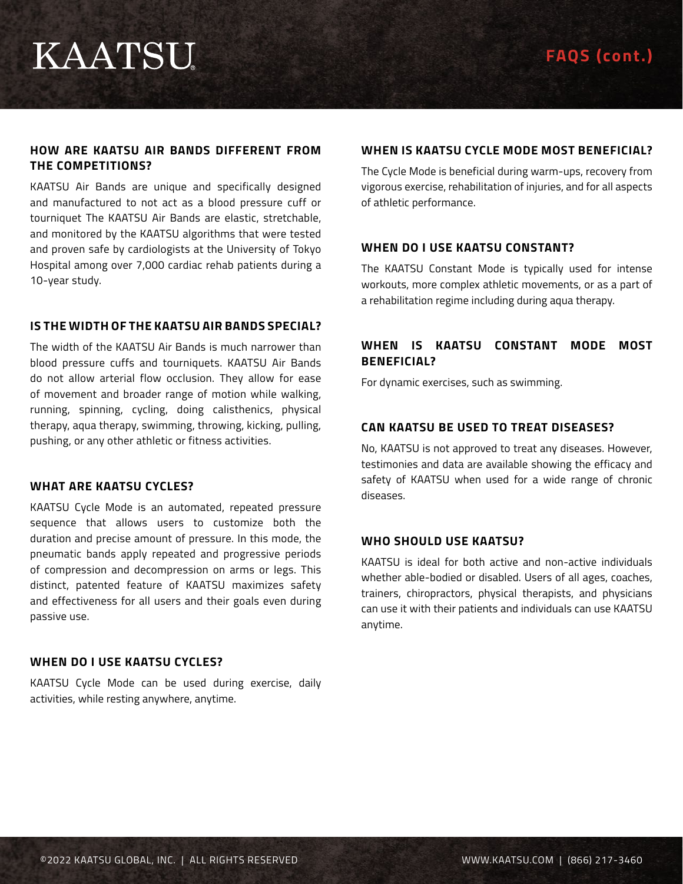# KAATSU

## FAQS (cont.)

### HOW ARE KAATSU AIR BANDS DIFFERENT FROM THE COMPETITIONS?

KAATSU Air Bands are unique and specifically designed and manufactured to not act as a blood pressure cuff or tourniquet The KAATSU Air Bands are elastic, stretchable, and monitored by the KAATSU algorithms that were tested and proven safe by cardiologists at the University of Tokyo Hospital among over 7,000 cardiac rehab patients during a 10-year study.

### IS THE WIDTH OF THE KAATSU AIR BANDS SPECIAL?

The width of the KAATSU Air Bands is much narrower than blood pressure cuffs and tourniquets. KAATSU Air Bands do not allow arterial flow occlusion. They allow for ease of movement and broader range of motion while walking, running, spinning, cycling, doing calisthenics, physical therapy, aqua therapy, swimming, throwing, kicking, pulling, pushing, or any other athletic or fitness activities.

### WHAT ARE KAATSU CYCLES?

KAATSU Cycle Mode is an automated, repeated pressure sequence that allows users to customize both the duration and precise amount of pressure. In this mode, the pneumatic bands apply repeated and progressive periods of compression and decompression on arms or legs. This distinct, patented feature of KAATSU maximizes safety and effectiveness for all users and their goals even during passive use.

### WHEN DO I USE KAATSU CYCLES?

KAATSU Cycle Mode can be used during exercise, daily activities, while resting anywhere, anytime.

### WHEN IS KAATSU CYCLE MODE MOST BENEFICIAL?

The Cycle Mode is beneficial during warm-ups, recovery from vigorous exercise, rehabilitation of injuries, and for all aspects of athletic performance.

### WHEN DO I USE KAATSU CONSTANT?

The KAATSU Constant Mode is typically used for intense workouts, more complex athletic movements, or as a part of a rehabilitation regime including during aqua therapy.

### WHEN IS KAATSU CONSTANT MODE MOST BENEFICIAL?

For dynamic exercises, such as swimming.

### CAN KAATSU BE USED TO TREAT DISEASES?

No, KAATSU is not approved to treat any diseases. However, testimonies and data are available showing the efficacy and safety of KAATSU when used for a wide range of chronic diseases.

### WHO SHOULD USE KAATSU?

KAATSU is ideal for both active and non-active individuals whether able-bodied or disabled. Users of all ages, coaches, trainers, chiropractors, physical therapists, and physicians can use it with their patients and individuals can use KAATSU anytime.

©2022 KAATSU GLOBAL, INC. | ALL RIGHTS RESERVED

WWW.KAATSU.COM | (866) 217-3460